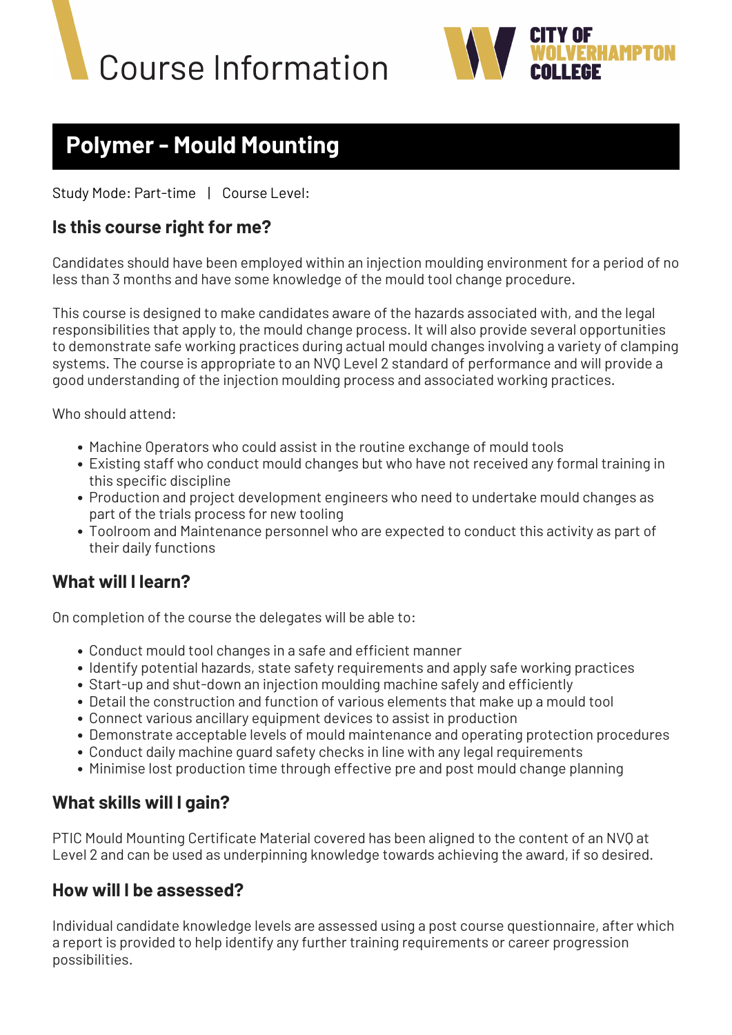# Course Information

CITY OF WOLVERHAMPTON COLLEGE

## Polymer - Mould Mounting

Study Mode: Part-time | Course Level:

### Is this course right for me?

Candidates should have been employed within an injection moulding environment for a period of no less than 3 months and have some knowledge of the mould tool change procedure.

This course is designed to make candidates aware of the hazards associated with, and the legal responsibilities that apply to, the mould change process. It will also provide several opportunities to demonstrate safe working practices during actual mould changes involving a variety of clamping systems. The course is appropriate to an NVQ Level 2 standard of performance and will provide a good understanding of the injection moulding process and associated working practices.

Who should attend:

- Machine Operators who could assist in the routine exchange of mould tools
- Existing staff who conduct mould changes but who have not received any formal training in this specific discipline
- Production and project development engineers who need to undertake mould changes as part of the trials process for new tooling
- Toolroom and Maintenance personnel who are expected to conduct this activity as part of their daily functions

### What will I learn?

On completion of the course the delegates will be able to:

- Conduct mould tool changes in a safe and efficient manner
- Identify potential hazards, state safety requirements and apply safe working practices
- Start-up and shut-down an injection moulding machine safely and efficiently
- Detail the construction and function of various elements that make up a mould tool
- Connect various ancillary equipment devices to assist in production
- Demonstrate acceptable levels of mould maintenance and operating protection procedures
- Conduct daily machine guard safety checks in line with any legal requirements
- Minimise lost production time through effective pre and post mould change planning

### What skills will I gain?

PTIC Mould Mounting Certificate Material covered has been aligned to the content of an NVQ at Level 2 and can be used as underpinning knowledge towards achieving the award, if so desired.

### How will I be assessed?

Individual candidate knowledge levels are assessed using a post course questionnaire, after which a report is provided to help identify any further training requirements or career progression possibilities.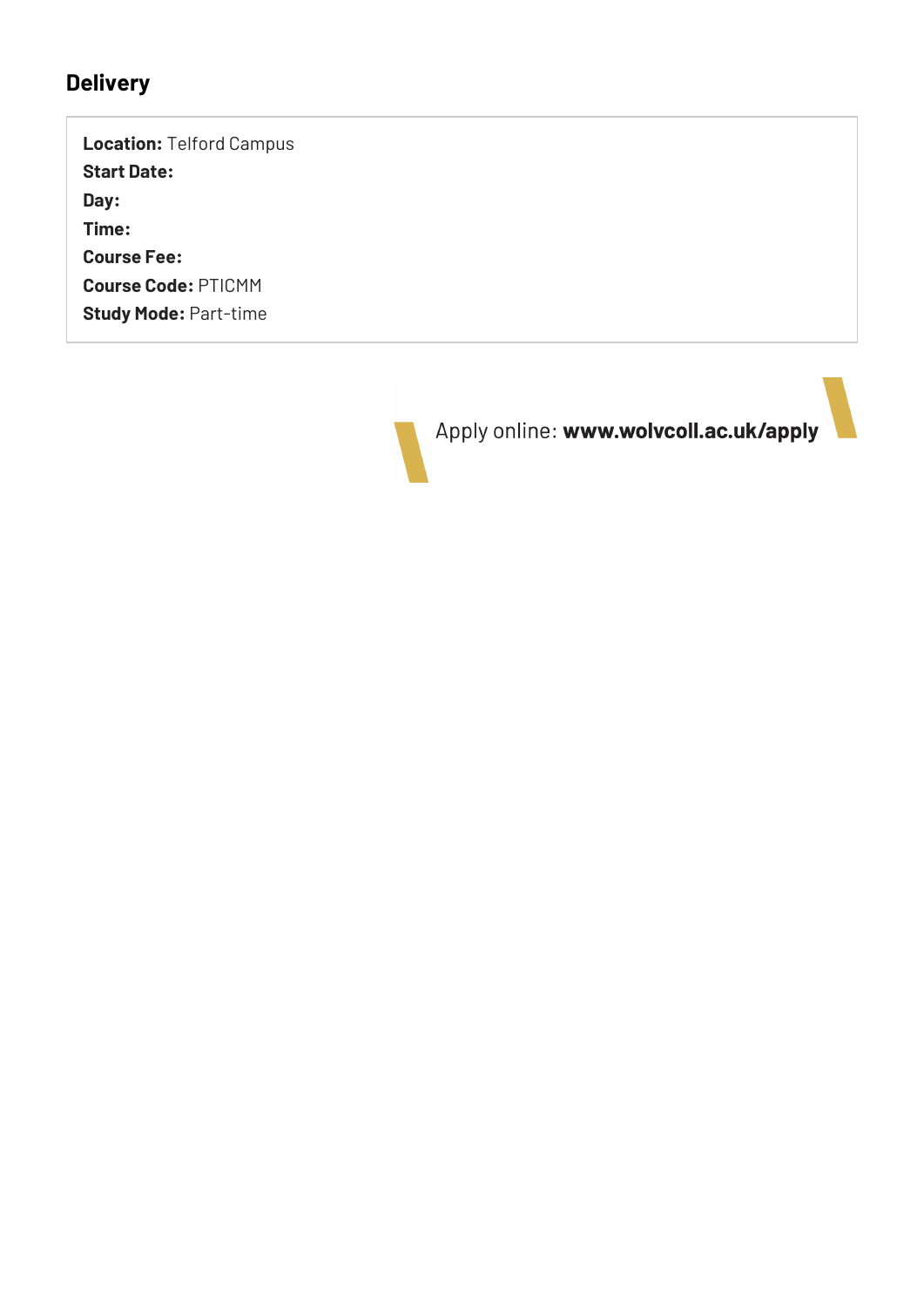## Delivery

**Location:** Telford Campus
**Start Date:**
**Day:**
**Time:**
**Course Fee:**
**Course Code:** PTICMM
**Study Mode:** Part-time

Apply online: **www.wolvcoll.ac.uk/apply**